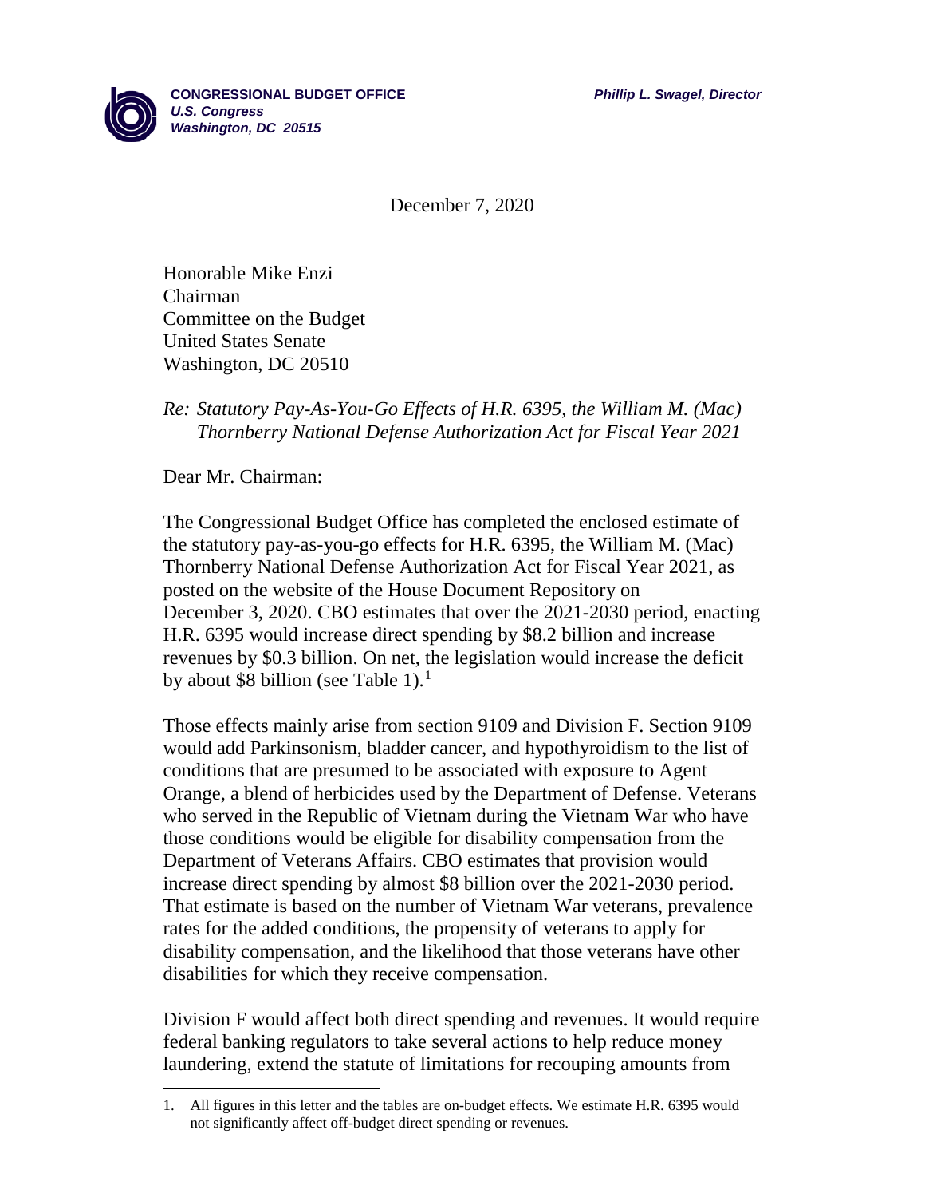**CONGRESSIONAL BUDGET OFFICE**
*U.S. Congress*
*Washington, DC 20515*

***Phillip L. Swagel, Director***

December 7, 2020

Honorable Mike Enzi
Chairman
Committee on the Budget
United States Senate
Washington, DC 20510

*Re: Statutory Pay-As-You-Go Effects of H.R. 6395, the William M. (Mac) Thornberry National Defense Authorization Act for Fiscal Year 2021*

Dear Mr. Chairman:

The Congressional Budget Office has completed the enclosed estimate of the statutory pay-as-you-go effects for H.R. 6395, the William M. (Mac) Thornberry National Defense Authorization Act for Fiscal Year 2021, as posted on the website of the House Document Repository on December 3, 2020. CBO estimates that over the 2021-2030 period, enacting H.R. 6395 would increase direct spending by $8.2 billion and increase revenues by $0.3 billion. On net, the legislation would increase the deficit by about $8 billion (see Table 1).[1]

Those effects mainly arise from section 9109 and Division F. Section 9109 would add Parkinsonism, bladder cancer, and hypothyroidism to the list of conditions that are presumed to be associated with exposure to Agent Orange, a blend of herbicides used by the Department of Defense. Veterans who served in the Republic of Vietnam during the Vietnam War who have those conditions would be eligible for disability compensation from the Department of Veterans Affairs. CBO estimates that provision would increase direct spending by almost $8 billion over the 2021-2030 period. That estimate is based on the number of Vietnam War veterans, prevalence rates for the added conditions, the propensity of veterans to apply for disability compensation, and the likelihood that those veterans have other disabilities for which they receive compensation.

Division F would affect both direct spending and revenues. It would require federal banking regulators to take several actions to help reduce money laundering, extend the statute of limitations for recouping amounts from

1. All figures in this letter and the tables are on-budget effects. We estimate H.R. 6395 would not significantly affect off-budget direct spending or revenues.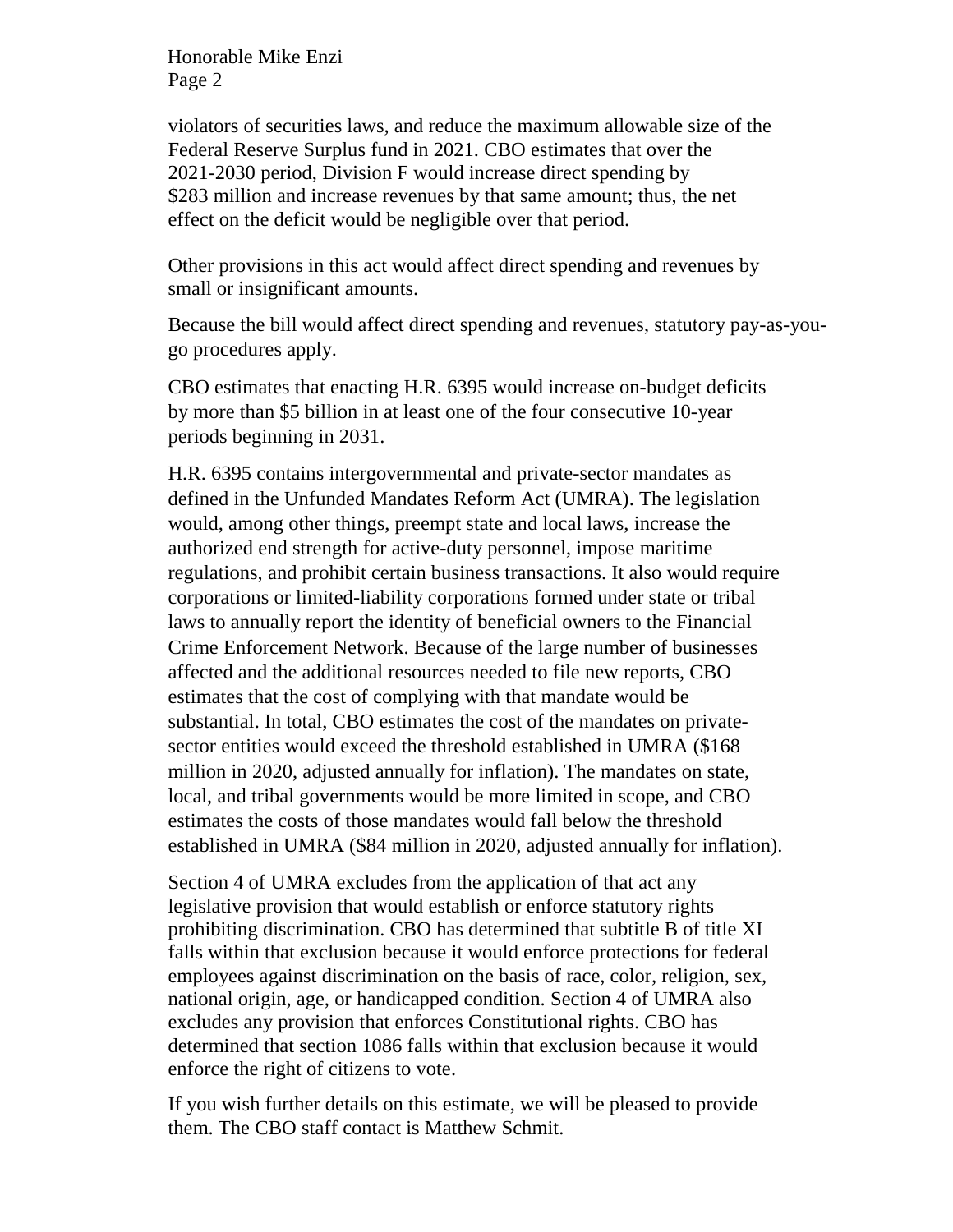violators of securities laws, and reduce the maximum allowable size of the Federal Reserve Surplus fund in 2021. CBO estimates that over the 2021-2030 period, Division F would increase direct spending by $283 million and increase revenues by that same amount; thus, the net effect on the deficit would be negligible over that period.

Other provisions in this act would affect direct spending and revenues by small or insignificant amounts.

Because the bill would affect direct spending and revenues, statutory pay-as-you-go procedures apply.

CBO estimates that enacting H.R. 6395 would increase on-budget deficits by more than $5 billion in at least one of the four consecutive 10-year periods beginning in 2031.

H.R. 6395 contains intergovernmental and private-sector mandates as defined in the Unfunded Mandates Reform Act (UMRA). The legislation would, among other things, preempt state and local laws, increase the authorized end strength for active-duty personnel, impose maritime regulations, and prohibit certain business transactions. It also would require corporations or limited-liability corporations formed under state or tribal laws to annually report the identity of beneficial owners to the Financial Crime Enforcement Network. Because of the large number of businesses affected and the additional resources needed to file new reports, CBO estimates that the cost of complying with that mandate would be substantial. In total, CBO estimates the cost of the mandates on private-sector entities would exceed the threshold established in UMRA ($168 million in 2020, adjusted annually for inflation). The mandates on state, local, and tribal governments would be more limited in scope, and CBO estimates the costs of those mandates would fall below the threshold established in UMRA ($84 million in 2020, adjusted annually for inflation).

Section 4 of UMRA excludes from the application of that act any legislative provision that would establish or enforce statutory rights prohibiting discrimination. CBO has determined that subtitle B of title XI falls within that exclusion because it would enforce protections for federal employees against discrimination on the basis of race, color, religion, sex, national origin, age, or handicapped condition. Section 4 of UMRA also excludes any provision that enforces Constitutional rights. CBO has determined that section 1086 falls within that exclusion because it would enforce the right of citizens to vote.

If you wish further details on this estimate, we will be pleased to provide them. The CBO staff contact is Matthew Schmit.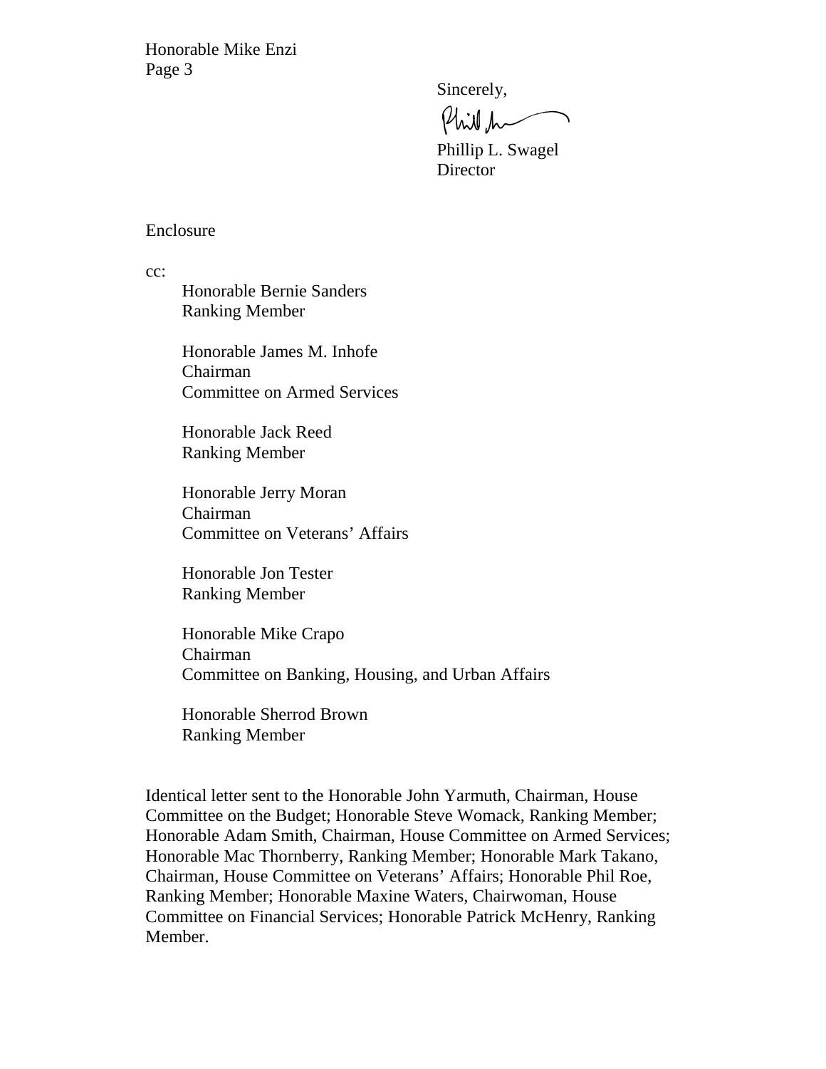Honorable Mike Enzi
Page 3

Sincerely,

Phillip L. Swagel
Director

Enclosure

cc:

Honorable Bernie Sanders
Ranking Member

Honorable James M. Inhofe
Chairman
Committee on Armed Services

Honorable Jack Reed
Ranking Member

Honorable Jerry Moran
Chairman
Committee on Veterans' Affairs

Honorable Jon Tester
Ranking Member

Honorable Mike Crapo
Chairman
Committee on Banking, Housing, and Urban Affairs

Honorable Sherrod Brown
Ranking Member

Identical letter sent to the Honorable John Yarmuth, Chairman, House Committee on the Budget; Honorable Steve Womack, Ranking Member; Honorable Adam Smith, Chairman, House Committee on Armed Services; Honorable Mac Thornberry, Ranking Member; Honorable Mark Takano, Chairman, House Committee on Veterans' Affairs; Honorable Phil Roe, Ranking Member; Honorable Maxine Waters, Chairwoman, House Committee on Financial Services; Honorable Patrick McHenry, Ranking Member.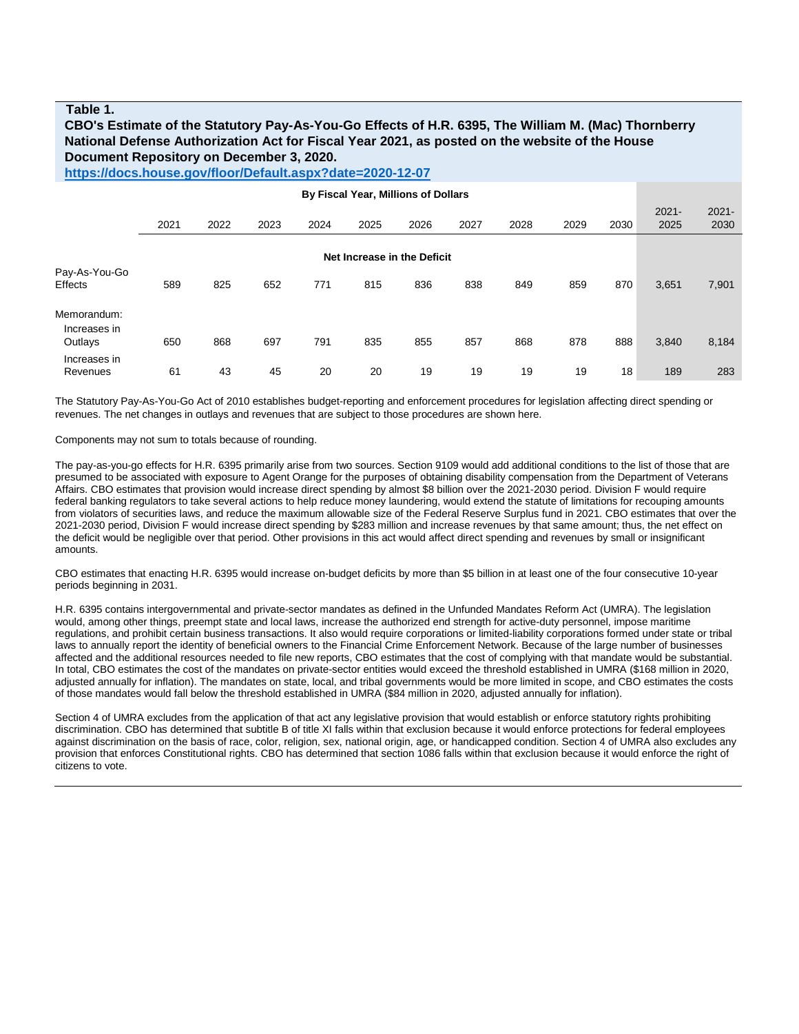**Table 1.**

**CBO's Estimate of the Statutory Pay-As-You-Go Effects of H.R. 6395, The William M. (Mac) Thornberry National Defense Authorization Act for Fiscal Year 2021, as posted on the website of the House Document Repository on December 3, 2020.**

**https://docs.house.gov/floor/Default.aspx?date=2020-12-07**

| | By Fiscal Year, Millions of Dollars | | | | | | | | | | | |
|---|---|---|---|---|---|---|---|---|---|---|---|---|
| | 2021 | 2022 | 2023 | 2024 | 2025 | 2026 | 2027 | 2028 | 2029 | 2030 | 2021-2025 | 2021-2030 |
| | | | | | **Net Increase in the Deficit** | | | | | | | |
| Pay-As-You-Go Effects | 589 | 825 | 652 | 771 | 815 | 836 | 838 | 849 | 859 | 870 | 3,651 | 7,901 |
| Memorandum: | | | | | | | | | | | | |
| Increases in Outlays | 650 | 868 | 697 | 791 | 835 | 855 | 857 | 868 | 878 | 888 | 3,840 | 8,184 |
| Increases in Revenues | 61 | 43 | 45 | 20 | 20 | 19 | 19 | 19 | 19 | 18 | 189 | 283 |

The Statutory Pay-As-You-Go Act of 2010 establishes budget-reporting and enforcement procedures for legislation affecting direct spending or revenues. The net changes in outlays and revenues that are subject to those procedures are shown here.

Components may not sum to totals because of rounding.

The pay-as-you-go effects for H.R. 6395 primarily arise from two sources. Section 9109 would add additional conditions to the list of those that are presumed to be associated with exposure to Agent Orange for the purposes of obtaining disability compensation from the Department of Veterans Affairs. CBO estimates that provision would increase direct spending by almost $8 billion over the 2021-2030 period. Division F would require federal banking regulators to take several actions to help reduce money laundering, would extend the statute of limitations for recouping amounts from violators of securities laws, and reduce the maximum allowable size of the Federal Reserve Surplus fund in 2021. CBO estimates that over the 2021-2030 period, Division F would increase direct spending by $283 million and increase revenues by that same amount; thus, the net effect on the deficit would be negligible over that period. Other provisions in this act would affect direct spending and revenues by small or insignificant amounts.

CBO estimates that enacting H.R. 6395 would increase on-budget deficits by more than $5 billion in at least one of the four consecutive 10-year periods beginning in 2031.

H.R. 6395 contains intergovernmental and private-sector mandates as defined in the Unfunded Mandates Reform Act (UMRA). The legislation would, among other things, preempt state and local laws, increase the authorized end strength for active-duty personnel, impose maritime regulations, and prohibit certain business transactions. It also would require corporations or limited-liability corporations formed under state or tribal laws to annually report the identity of beneficial owners to the Financial Crime Enforcement Network. Because of the large number of businesses affected and the additional resources needed to file new reports, CBO estimates that the cost of complying with that mandate would be substantial. In total, CBO estimates the cost of the mandates on private-sector entities would exceed the threshold established in UMRA ($168 million in 2020, adjusted annually for inflation). The mandates on state, local, and tribal governments would be more limited in scope, and CBO estimates the costs of those mandates would fall below the threshold established in UMRA ($84 million in 2020, adjusted annually for inflation).

Section 4 of UMRA excludes from the application of that act any legislative provision that would establish or enforce statutory rights prohibiting discrimination. CBO has determined that subtitle B of title XI falls within that exclusion because it would enforce protections for federal employees against discrimination on the basis of race, color, religion, sex, national origin, age, or handicapped condition. Section 4 of UMRA also excludes any provision that enforces Constitutional rights. CBO has determined that section 1086 falls within that exclusion because it would enforce the right of citizens to vote.